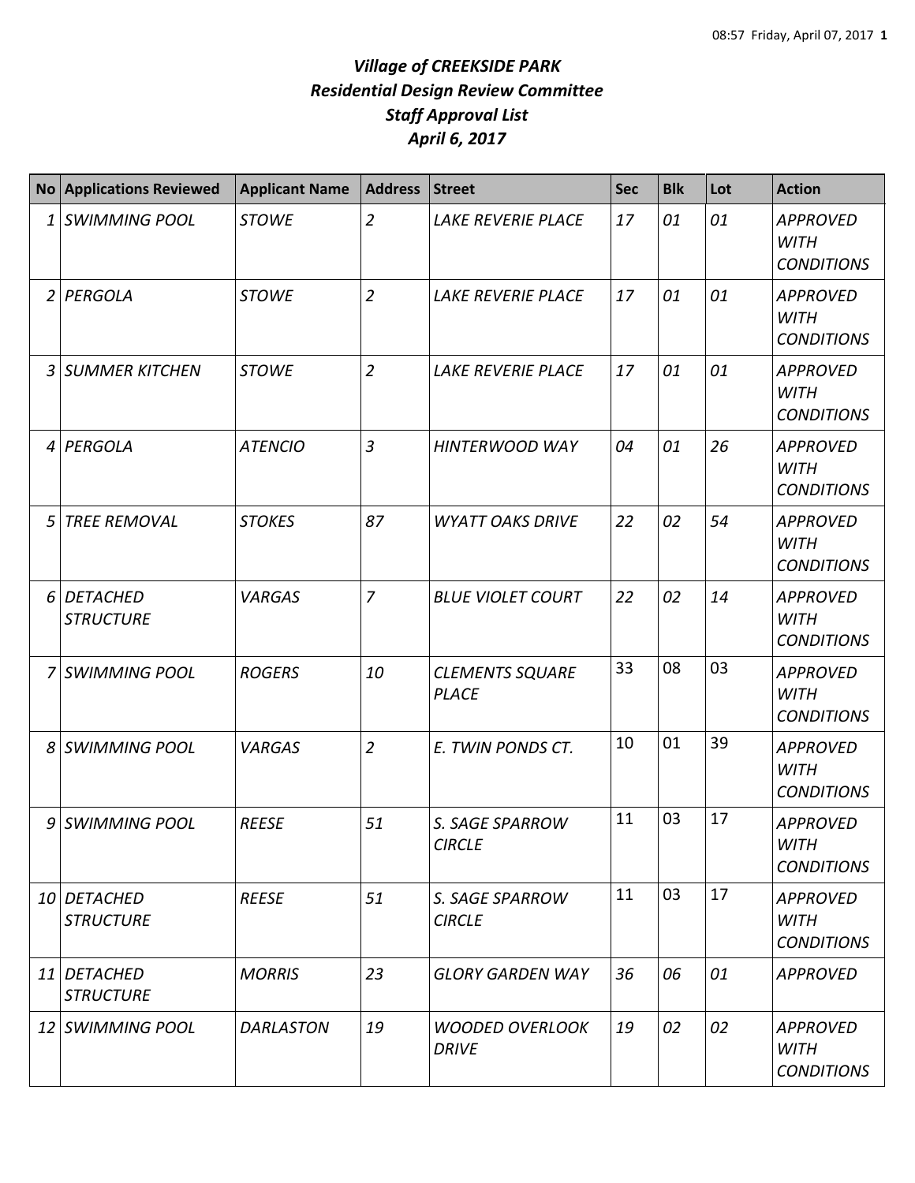# *Village of CREEKSIDE PARK*
## *Residential Design Review Committee*
## *Staff Approval List*
## *April 6, 2017*

| No | Applications Reviewed | Applicant Name | Address | Street | Sec | Blk | Lot | Action |
|---|---|---|---|---|---|---|---|---|
| 1 | *SWIMMING POOL* | *STOWE* | *2* | *LAKE REVERIE PLACE* | *17* | *01* | *01* | *APPROVED WITH CONDITIONS* |
| 2 | *PERGOLA* | *STOWE* | *2* | *LAKE REVERIE PLACE* | *17* | *01* | *01* | *APPROVED WITH CONDITIONS* |
| 3 | *SUMMER KITCHEN* | *STOWE* | *2* | *LAKE REVERIE PLACE* | *17* | *01* | *01* | *APPROVED WITH CONDITIONS* |
| 4 | *PERGOLA* | *ATENCIO* | *3* | *HINTERWOOD WAY* | *04* | *01* | *26* | *APPROVED WITH CONDITIONS* |
| 5 | *TREE REMOVAL* | *STOKES* | *87* | *WYATT OAKS DRIVE* | *22* | *02* | *54* | *APPROVED WITH CONDITIONS* |
| 6 | *DETACHED STRUCTURE* | *VARGAS* | *7* | *BLUE VIOLET COURT* | *22* | *02* | *14* | *APPROVED WITH CONDITIONS* |
| 7 | *SWIMMING POOL* | *ROGERS* | *10* | *CLEMENTS SQUARE PLACE* | 33 | 08 | 03 | *APPROVED WITH CONDITIONS* |
| 8 | *SWIMMING POOL* | *VARGAS* | *2* | *E. TWIN PONDS CT.* | 10 | 01 | 39 | *APPROVED WITH CONDITIONS* |
| 9 | *SWIMMING POOL* | *REESE* | *51* | *S. SAGE SPARROW CIRCLE* | 11 | 03 | 17 | *APPROVED WITH CONDITIONS* |
| 10 | *DETACHED STRUCTURE* | *REESE* | *51* | *S. SAGE SPARROW CIRCLE* | 11 | 03 | 17 | *APPROVED WITH CONDITIONS* |
| 11 | *DETACHED STRUCTURE* | *MORRIS* | *23* | *GLORY GARDEN WAY* | *36* | *06* | *01* | *APPROVED* |
| 12 | *SWIMMING POOL* | *DARLASTON* | *19* | *WOODED OVERLOOK DRIVE* | *19* | *02* | *02* | *APPROVED WITH CONDITIONS* |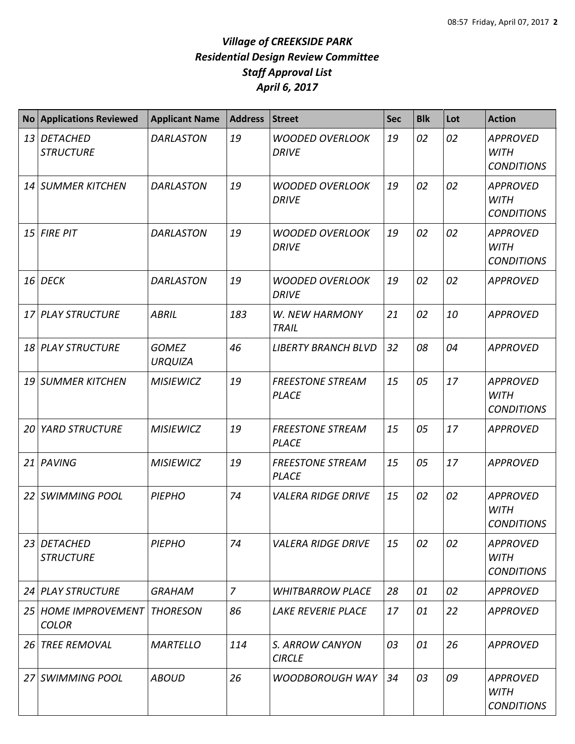# *Village of CREEKSIDE PARK*
## *Residential Design Review Committee*
## *Staff Approval List*
## *April 6, 2017*

| No | Applications Reviewed | Applicant Name | Address | Street | Sec | Blk | Lot | Action |
|---|---|---|---|---|---|---|---|---|
| *13* | *DETACHED STRUCTURE* | *DARLASTON* | *19* | *WOODED OVERLOOK DRIVE* | *19* | *02* | *02* | *APPROVED WITH CONDITIONS* |
| *14* | *SUMMER KITCHEN* | *DARLASTON* | *19* | *WOODED OVERLOOK DRIVE* | *19* | *02* | *02* | *APPROVED WITH CONDITIONS* |
| *15* | *FIRE PIT* | *DARLASTON* | *19* | *WOODED OVERLOOK DRIVE* | *19* | *02* | *02* | *APPROVED WITH CONDITIONS* |
| *16* | *DECK* | *DARLASTON* | *19* | *WOODED OVERLOOK DRIVE* | *19* | *02* | *02* | *APPROVED* |
| *17* | *PLAY STRUCTURE* | *ABRIL* | *183* | *W. NEW HARMONY TRAIL* | *21* | *02* | *10* | *APPROVED* |
| *18* | *PLAY STRUCTURE* | *GOMEZ URQUIZA* | *46* | *LIBERTY BRANCH BLVD* | *32* | *08* | *04* | *APPROVED* |
| *19* | *SUMMER KITCHEN* | *MISIEWICZ* | *19* | *FREESTONE STREAM PLACE* | *15* | *05* | *17* | *APPROVED WITH CONDITIONS* |
| *20* | *YARD STRUCTURE* | *MISIEWICZ* | *19* | *FREESTONE STREAM PLACE* | *15* | *05* | *17* | *APPROVED* |
| *21* | *PAVING* | *MISIEWICZ* | *19* | *FREESTONE STREAM PLACE* | *15* | *05* | *17* | *APPROVED* |
| *22* | *SWIMMING POOL* | *PIEPHO* | *74* | *VALERA RIDGE DRIVE* | *15* | *02* | *02* | *APPROVED WITH CONDITIONS* |
| *23* | *DETACHED STRUCTURE* | *PIEPHO* | *74* | *VALERA RIDGE DRIVE* | *15* | *02* | *02* | *APPROVED WITH CONDITIONS* |
| *24* | *PLAY STRUCTURE* | *GRAHAM* | *7* | *WHITBARROW PLACE* | *28* | *01* | *02* | *APPROVED* |
| *25* | *HOME IMPROVEMENT COLOR* | *THORESON* | *86* | *LAKE REVERIE PLACE* | *17* | *01* | *22* | *APPROVED* |
| *26* | *TREE REMOVAL* | *MARTELLO* | *114* | *S. ARROW CANYON CIRCLE* | *03* | *01* | *26* | *APPROVED* |
| *27* | *SWIMMING POOL* | *ABOUD* | *26* | *WOODBOROUGH WAY* | *34* | *03* | *09* | *APPROVED WITH CONDITIONS* |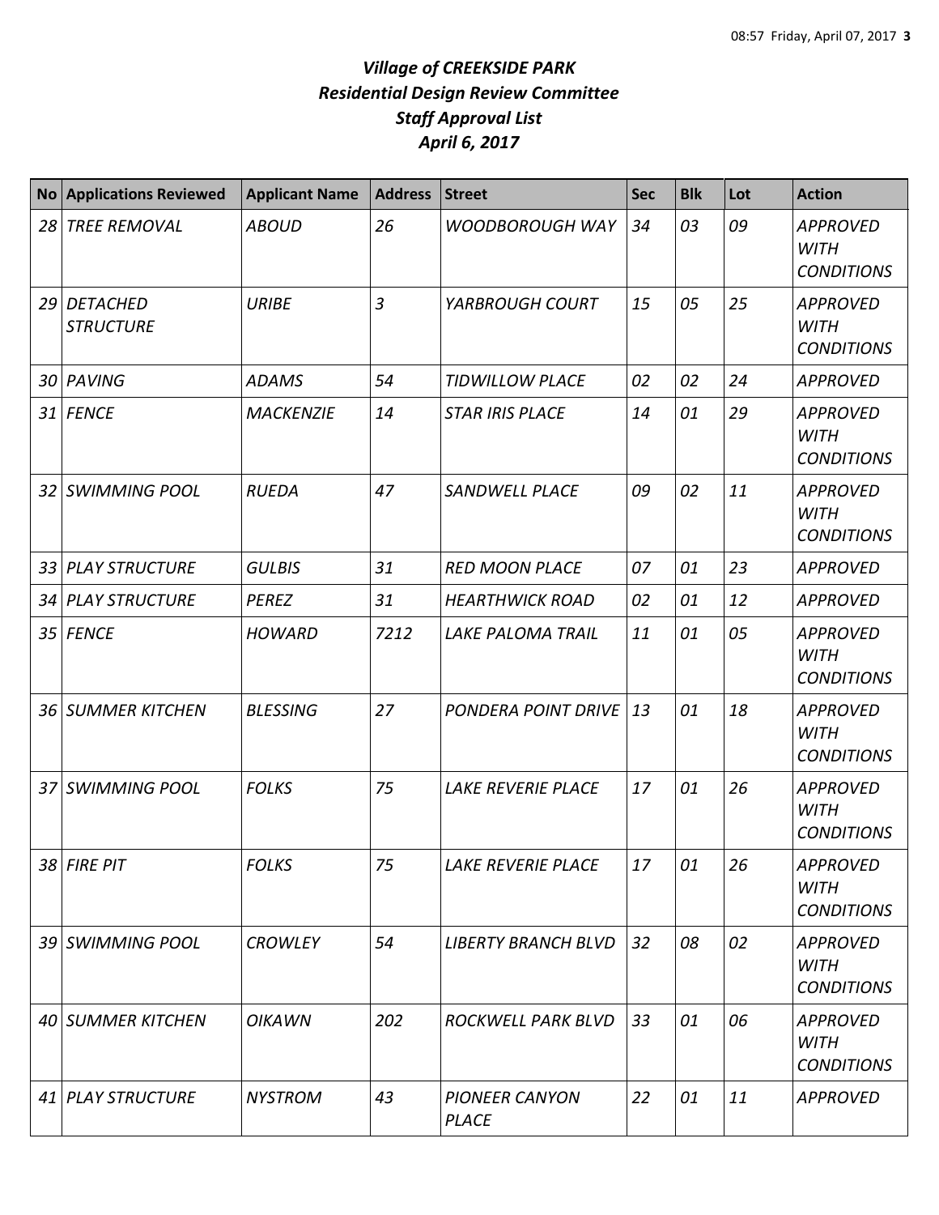# *Village of CREEKSIDE PARK*
## *Residential Design Review Committee*
## *Staff Approval List*
## *April 6, 2017*

| No | Applications Reviewed | Applicant Name | Address | Street | Sec | Blk | Lot | Action |
|---|---|---|---|---|---|---|---|---|
| *28* | *TREE REMOVAL* | *ABOUD* | *26* | *WOODBOROUGH WAY* | *34* | *03* | *09* | *APPROVED WITH CONDITIONS* |
| *29* | *DETACHED STRUCTURE* | *URIBE* | *3* | *YARBROUGH COURT* | *15* | *05* | *25* | *APPROVED WITH CONDITIONS* |
| *30* | *PAVING* | *ADAMS* | *54* | *TIDWILLOW PLACE* | *02* | *02* | *24* | *APPROVED* |
| *31* | *FENCE* | *MACKENZIE* | *14* | *STAR IRIS PLACE* | *14* | *01* | *29* | *APPROVED WITH CONDITIONS* |
| *32* | *SWIMMING POOL* | *RUEDA* | *47* | *SANDWELL PLACE* | *09* | *02* | *11* | *APPROVED WITH CONDITIONS* |
| *33* | *PLAY STRUCTURE* | *GULBIS* | *31* | *RED MOON PLACE* | *07* | *01* | *23* | *APPROVED* |
| *34* | *PLAY STRUCTURE* | *PEREZ* | *31* | *HEARTHWICK ROAD* | *02* | *01* | *12* | *APPROVED* |
| *35* | *FENCE* | *HOWARD* | *7212* | *LAKE PALOMA TRAIL* | *11* | *01* | *05* | *APPROVED WITH CONDITIONS* |
| *36* | *SUMMER KITCHEN* | *BLESSING* | *27* | *PONDERA POINT DRIVE* | *13* | *01* | *18* | *APPROVED WITH CONDITIONS* |
| *37* | *SWIMMING POOL* | *FOLKS* | *75* | *LAKE REVERIE PLACE* | *17* | *01* | *26* | *APPROVED WITH CONDITIONS* |
| *38* | *FIRE PIT* | *FOLKS* | *75* | *LAKE REVERIE PLACE* | *17* | *01* | *26* | *APPROVED WITH CONDITIONS* |
| *39* | *SWIMMING POOL* | *CROWLEY* | *54* | *LIBERTY BRANCH BLVD* | *32* | *08* | *02* | *APPROVED WITH CONDITIONS* |
| *40* | *SUMMER KITCHEN* | *OIKAWN* | *202* | *ROCKWELL PARK BLVD* | *33* | *01* | *06* | *APPROVED WITH CONDITIONS* |
| *41* | *PLAY STRUCTURE* | *NYSTROM* | *43* | *PIONEER CANYON PLACE* | *22* | *01* | *11* | *APPROVED* |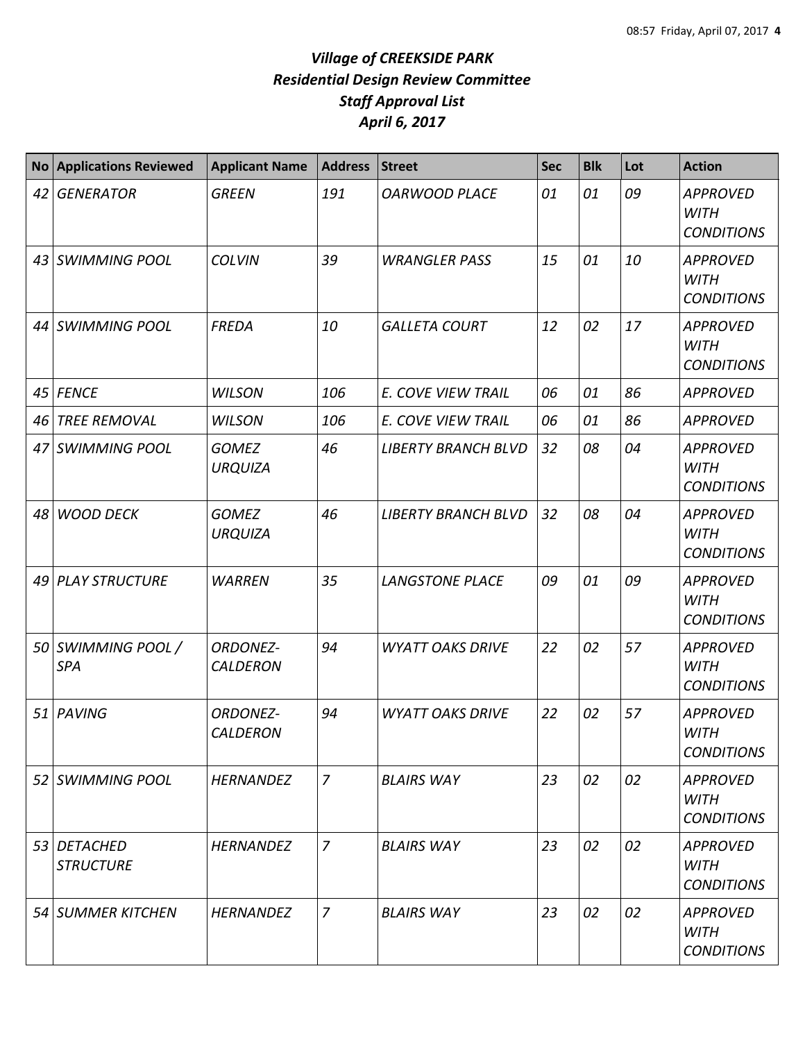# *Village of CREEKSIDE PARK*
## *Residential Design Review Committee*
## *Staff Approval List*
## *April 6, 2017*

| No | Applications Reviewed | Applicant Name | Address | Street | Sec | Blk | Lot | Action |
|---|---|---|---|---|---|---|---|---|
| 42 | GENERATOR | GREEN | 191 | OARWOOD PLACE | 01 | 01 | 09 | APPROVED WITH CONDITIONS |
| 43 | SWIMMING POOL | COLVIN | 39 | WRANGLER PASS | 15 | 01 | 10 | APPROVED WITH CONDITIONS |
| 44 | SWIMMING POOL | FREDA | 10 | GALLETA COURT | 12 | 02 | 17 | APPROVED WITH CONDITIONS |
| 45 | FENCE | WILSON | 106 | E. COVE VIEW TRAIL | 06 | 01 | 86 | APPROVED |
| 46 | TREE REMOVAL | WILSON | 106 | E. COVE VIEW TRAIL | 06 | 01 | 86 | APPROVED |
| 47 | SWIMMING POOL | GOMEZ URQUIZA | 46 | LIBERTY BRANCH BLVD | 32 | 08 | 04 | APPROVED WITH CONDITIONS |
| 48 | WOOD DECK | GOMEZ URQUIZA | 46 | LIBERTY BRANCH BLVD | 32 | 08 | 04 | APPROVED WITH CONDITIONS |
| 49 | PLAY STRUCTURE | WARREN | 35 | LANGSTONE PLACE | 09 | 01 | 09 | APPROVED WITH CONDITIONS |
| 50 | SWIMMING POOL / SPA | ORDONEZ-CALDERON | 94 | WYATT OAKS DRIVE | 22 | 02 | 57 | APPROVED WITH CONDITIONS |
| 51 | PAVING | ORDONEZ-CALDERON | 94 | WYATT OAKS DRIVE | 22 | 02 | 57 | APPROVED WITH CONDITIONS |
| 52 | SWIMMING POOL | HERNANDEZ | 7 | BLAIRS WAY | 23 | 02 | 02 | APPROVED WITH CONDITIONS |
| 53 | DETACHED STRUCTURE | HERNANDEZ | 7 | BLAIRS WAY | 23 | 02 | 02 | APPROVED WITH CONDITIONS |
| 54 | SUMMER KITCHEN | HERNANDEZ | 7 | BLAIRS WAY | 23 | 02 | 02 | APPROVED WITH CONDITIONS |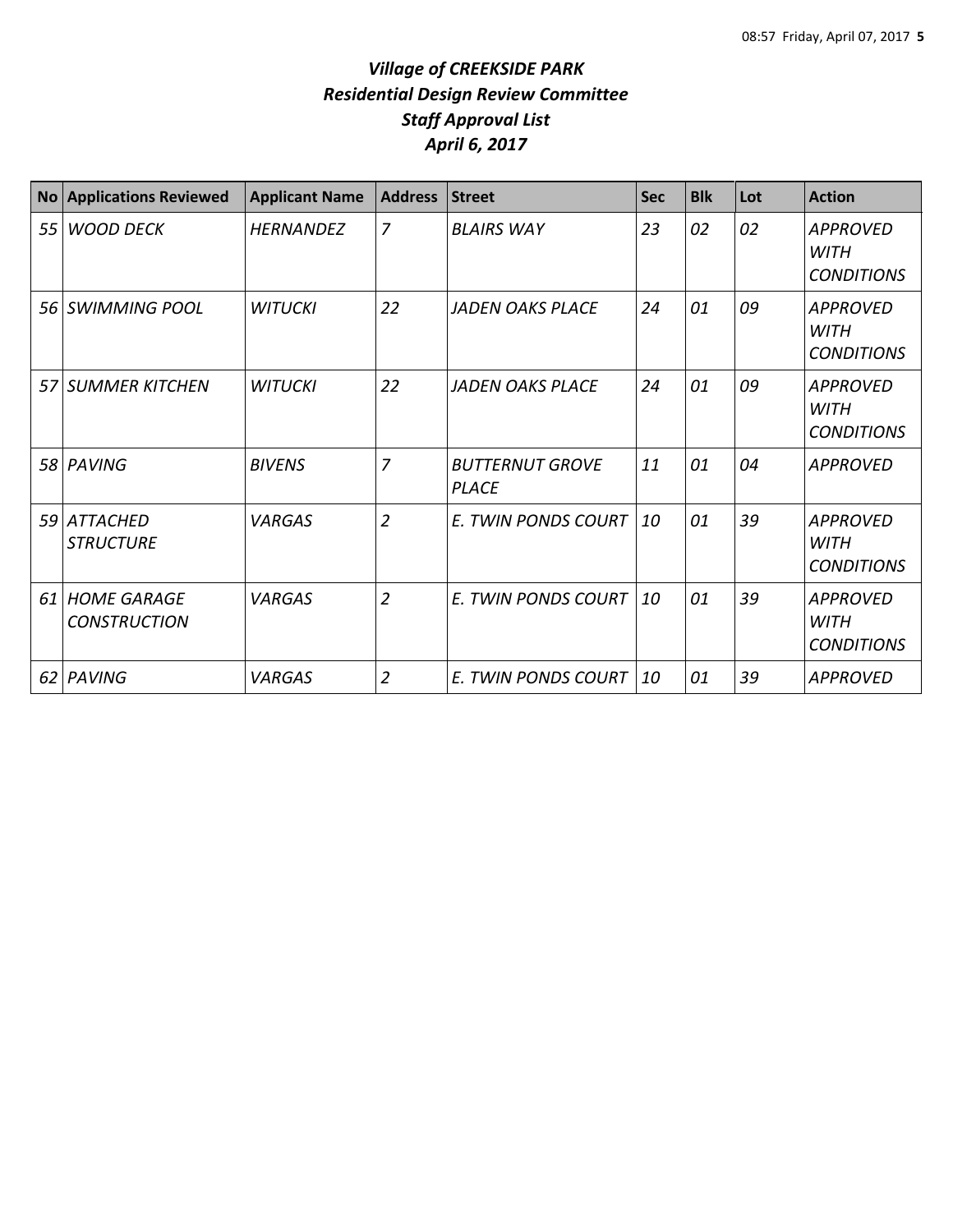# *Village of CREEKSIDE PARK*
## *Residential Design Review Committee*
## *Staff Approval List*
## *April 6, 2017*

| No | Applications Reviewed | Applicant Name | Address | Street | Sec | Blk | Lot | Action |
|---|---|---|---|---|---|---|---|---|
| *55* | *WOOD DECK* | *HERNANDEZ* | *7* | *BLAIRS WAY* | *23* | *02* | *02* | *APPROVED WITH CONDITIONS* |
| *56* | *SWIMMING POOL* | *WITUCKI* | *22* | *JADEN OAKS PLACE* | *24* | *01* | *09* | *APPROVED WITH CONDITIONS* |
| *57* | *SUMMER KITCHEN* | *WITUCKI* | *22* | *JADEN OAKS PLACE* | *24* | *01* | *09* | *APPROVED WITH CONDITIONS* |
| *58* | *PAVING* | *BIVENS* | *7* | *BUTTERNUT GROVE PLACE* | *11* | *01* | *04* | *APPROVED* |
| *59* | *ATTACHED STRUCTURE* | *VARGAS* | *2* | *E. TWIN PONDS COURT* | *10* | *01* | *39* | *APPROVED WITH CONDITIONS* |
| *61* | *HOME GARAGE CONSTRUCTION* | *VARGAS* | *2* | *E. TWIN PONDS COURT* | *10* | *01* | *39* | *APPROVED WITH CONDITIONS* |
| *62* | *PAVING* | *VARGAS* | *2* | *E. TWIN PONDS COURT* | *10* | *01* | *39* | *APPROVED* |